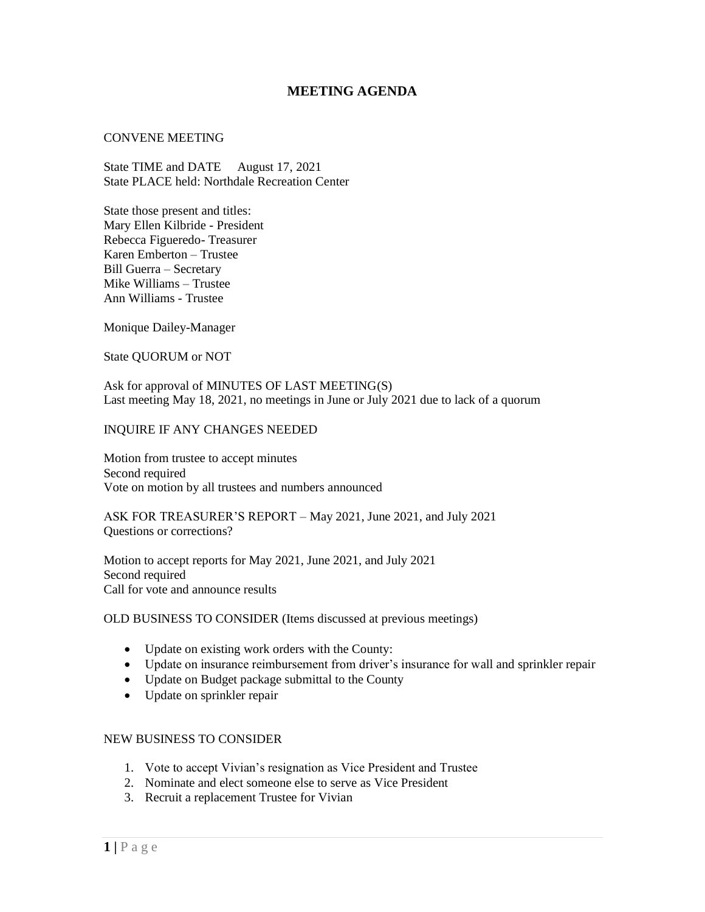# MEETING AGENDA

CONVENE MEETING

State TIME and DATE     August 17, 2021
State PLACE held: Northdale Recreation Center

State those present and titles:
Mary Ellen Kilbride - President
Rebecca Figueredo- Treasurer
Karen Emberton – Trustee
Bill Guerra – Secretary
Mike Williams – Trustee
Ann Williams - Trustee

Monique Dailey-Manager

State QUORUM or NOT

Ask for approval of MINUTES OF LAST MEETING(S)
Last meeting May 18, 2021, no meetings in June or July 2021 due to lack of a quorum

INQUIRE IF ANY CHANGES NEEDED

Motion from trustee to accept minutes
Second required
Vote on motion by all trustees and numbers announced

ASK FOR TREASURER'S REPORT – May 2021, June 2021, and July 2021
Questions or corrections?

Motion to accept reports for May 2021, June 2021, and July 2021
Second required
Call for vote and announce results

OLD BUSINESS TO CONSIDER (Items discussed at previous meetings)

- Update on existing work orders with the County:
- Update on insurance reimbursement from driver's insurance for wall and sprinkler repair
- Update on Budget package submittal to the County
- Update on sprinkler repair

NEW BUSINESS TO CONSIDER

1. Vote to accept Vivian's resignation as Vice President and Trustee
2. Nominate and elect someone else to serve as Vice President
3. Recruit a replacement Trustee for Vivian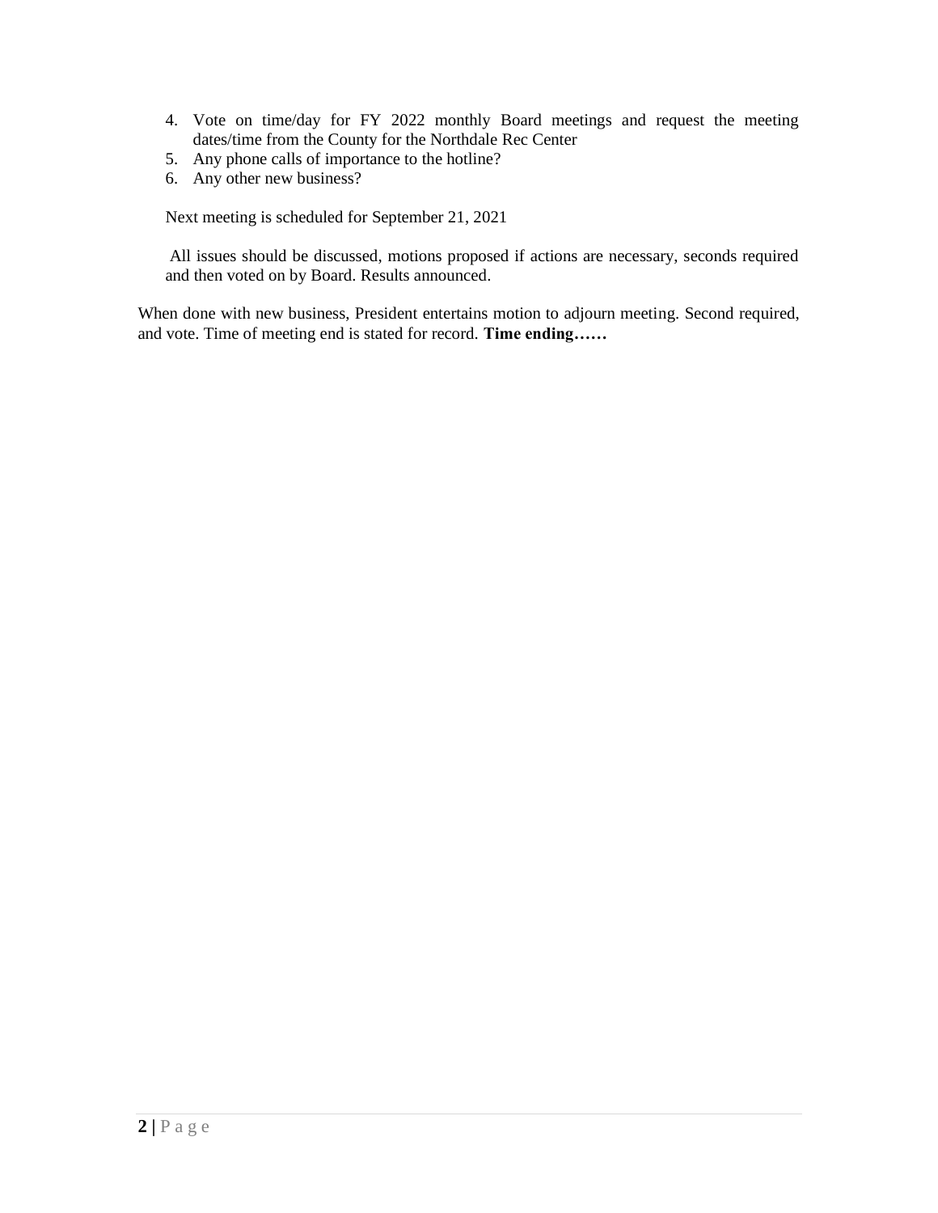4. Vote on time/day for FY 2022 monthly Board meetings and request the meeting dates/time from the County for the Northdale Rec Center
5. Any phone calls of importance to the hotline?
6. Any other new business?

Next meeting is scheduled for September 21, 2021

All issues should be discussed, motions proposed if actions are necessary, seconds required and then voted on by Board. Results announced.

When done with new business, President entertains motion to adjourn meeting. Second required, and vote. Time of meeting end is stated for record. **Time ending……**